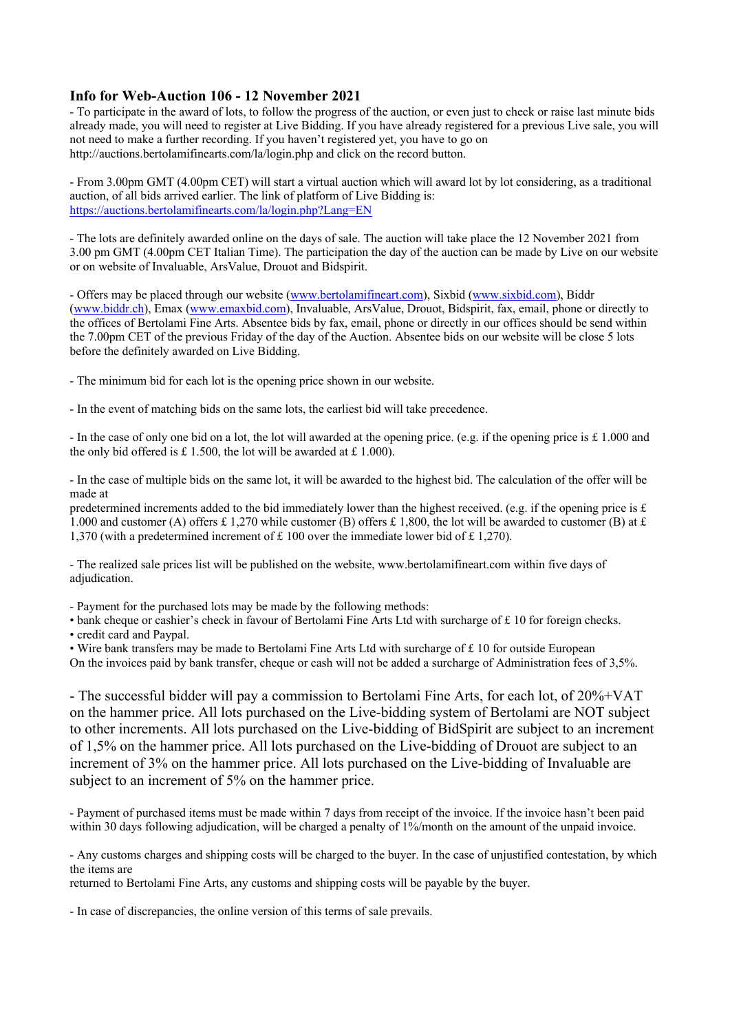## Info for Web-Auction 106 - 12 November 2021

- To participate in the award of lots, to follow the progress of the auction, or even just to check or raise last minute bids already made, you will need to register at Live Bidding. If you have already registered for a previous Live sale, you will not need to make a further recording. If you haven't registered yet, you have to go on http://auctions.bertolamifinearts.com/la/login.php and click on the record button.

- From 3.00pm GMT (4.00pm CET) will start a virtual auction which will award lot by lot considering, as a traditional auction, of all bids arrived earlier. The link of platform of Live Bidding is: https://auctions.bertolamifinearts.com/la/login.php?Lang=EN

- The lots are definitely awarded online on the days of sale. The auction will take place the 12 November 2021 from 3.00 pm GMT (4.00pm CET Italian Time). The participation the day of the auction can be made by Live on our website or on website of Invaluable, ArsValue, Drouot and Bidspirit.

- Offers may be placed through our website (www.bertolamifineart.com), Sixbid (www.sixbid.com), Biddr (www.biddr.ch), Emax (www.emaxbid.com), Invaluable, ArsValue, Drouot, Bidspirit, fax, email, phone or directly to the offices of Bertolami Fine Arts. Absentee bids by fax, email, phone or directly in our offices should be send within the 7.00pm CET of the previous Friday of the day of the Auction. Absentee bids on our website will be close 5 lots before the definitely awarded on Live Bidding.

- The minimum bid for each lot is the opening price shown in our website.

- In the event of matching bids on the same lots, the earliest bid will take precedence.

- In the case of only one bid on a lot, the lot will awarded at the opening price. (e.g. if the opening price is £ 1.000 and the only bid offered is £ 1.500, the lot will be awarded at £ 1.000).

- In the case of multiple bids on the same lot, it will be awarded to the highest bid. The calculation of the offer will be made at
predetermined increments added to the bid immediately lower than the highest received. (e.g. if the opening price is £ 1.000 and customer (A) offers £ 1,270 while customer (B) offers £ 1,800, the lot will be awarded to customer (B) at £ 1,370 (with a predetermined increment of £ 100 over the immediate lower bid of £ 1,270).

- The realized sale prices list will be published on the website, www.bertolamifineart.com within five days of adjudication.

- Payment for the purchased lots may be made by the following methods:
• bank cheque or cashier's check in favour of Bertolami Fine Arts Ltd with surcharge of £ 10 for foreign checks.
• credit card and Paypal.
• Wire bank transfers may be made to Bertolami Fine Arts Ltd with surcharge of £ 10 for outside European
On the invoices paid by bank transfer, cheque or cash will not be added a surcharge of Administration fees of 3,5%.

- The successful bidder will pay a commission to Bertolami Fine Arts, for each lot, of 20%+VAT on the hammer price. All lots purchased on the Live-bidding system of Bertolami are NOT subject to other increments. All lots purchased on the Live-bidding of BidSpirit are subject to an increment of 1,5% on the hammer price. All lots purchased on the Live-bidding of Drouot are subject to an increment of 3% on the hammer price. All lots purchased on the Live-bidding of Invaluable are subject to an increment of 5% on the hammer price.

- Payment of purchased items must be made within 7 days from receipt of the invoice. If the invoice hasn't been paid within 30 days following adjudication, will be charged a penalty of 1%/month on the amount of the unpaid invoice.

- Any customs charges and shipping costs will be charged to the buyer. In the case of unjustified contestation, by which the items are
returned to Bertolami Fine Arts, any customs and shipping costs will be payable by the buyer.

- In case of discrepancies, the online version of this terms of sale prevails.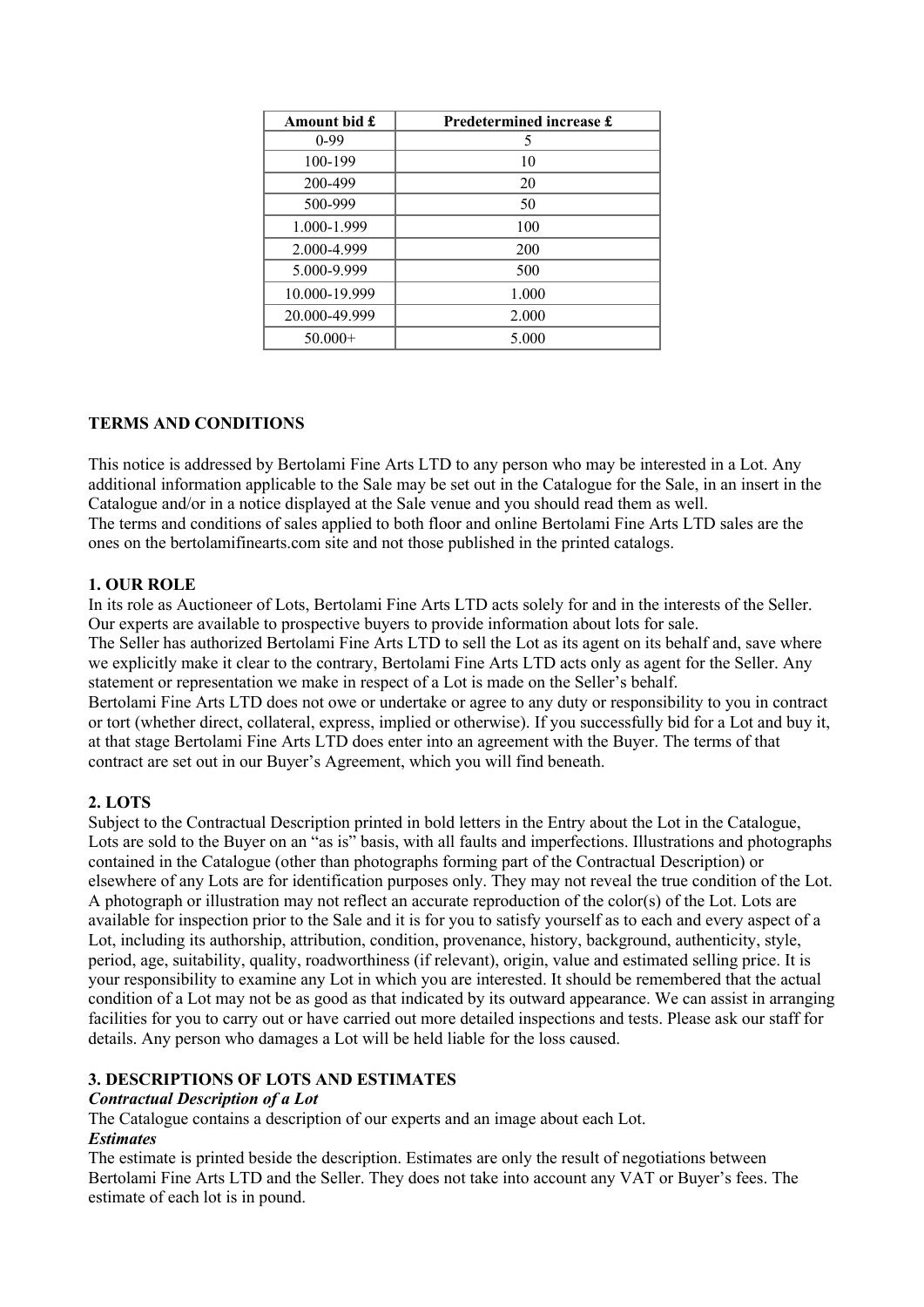| Amount bid £ | Predetermined increase £ |
| --- | --- |
| 0-99 | 5 |
| 100-199 | 10 |
| 200-499 | 20 |
| 500-999 | 50 |
| 1.000-1.999 | 100 |
| 2.000-4.999 | 200 |
| 5.000-9.999 | 500 |
| 10.000-19.999 | 1.000 |
| 20.000-49.999 | 2.000 |
| 50.000+ | 5.000 |

## TERMS AND CONDITIONS

This notice is addressed by Bertolami Fine Arts LTD to any person who may be interested in a Lot. Any additional information applicable to the Sale may be set out in the Catalogue for the Sale, in an insert in the Catalogue and/or in a notice displayed at the Sale venue and you should read them as well.
The terms and conditions of sales applied to both floor and online Bertolami Fine Arts LTD sales are the ones on the bertolamifinearts.com site and not those published in the printed catalogs.

### 1. OUR ROLE

In its role as Auctioneer of Lots, Bertolami Fine Arts LTD acts solely for and in the interests of the Seller. Our experts are available to prospective buyers to provide information about lots for sale.
The Seller has authorized Bertolami Fine Arts LTD to sell the Lot as its agent on its behalf and, save where we explicitly make it clear to the contrary, Bertolami Fine Arts LTD acts only as agent for the Seller. Any statement or representation we make in respect of a Lot is made on the Seller's behalf.
Bertolami Fine Arts LTD does not owe or undertake or agree to any duty or responsibility to you in contract or tort (whether direct, collateral, express, implied or otherwise). If you successfully bid for a Lot and buy it, at that stage Bertolami Fine Arts LTD does enter into an agreement with the Buyer. The terms of that contract are set out in our Buyer's Agreement, which you will find beneath.

### 2. LOTS

Subject to the Contractual Description printed in bold letters in the Entry about the Lot in the Catalogue, Lots are sold to the Buyer on an "as is" basis, with all faults and imperfections. Illustrations and photographs contained in the Catalogue (other than photographs forming part of the Contractual Description) or elsewhere of any Lots are for identification purposes only. They may not reveal the true condition of the Lot. A photograph or illustration may not reflect an accurate reproduction of the color(s) of the Lot. Lots are available for inspection prior to the Sale and it is for you to satisfy yourself as to each and every aspect of a Lot, including its authorship, attribution, condition, provenance, history, background, authenticity, style, period, age, suitability, quality, roadworthiness (if relevant), origin, value and estimated selling price. It is your responsibility to examine any Lot in which you are interested. It should be remembered that the actual condition of a Lot may not be as good as that indicated by its outward appearance. We can assist in arranging facilities for you to carry out or have carried out more detailed inspections and tests. Please ask our staff for details. Any person who damages a Lot will be held liable for the loss caused.

### 3. DESCRIPTIONS OF LOTS AND ESTIMATES

***Contractual Description of a Lot***

The Catalogue contains a description of our experts and an image about each Lot.

***Estimates***

The estimate is printed beside the description. Estimates are only the result of negotiations between Bertolami Fine Arts LTD and the Seller. They does not take into account any VAT or Buyer's fees. The estimate of each lot is in pound.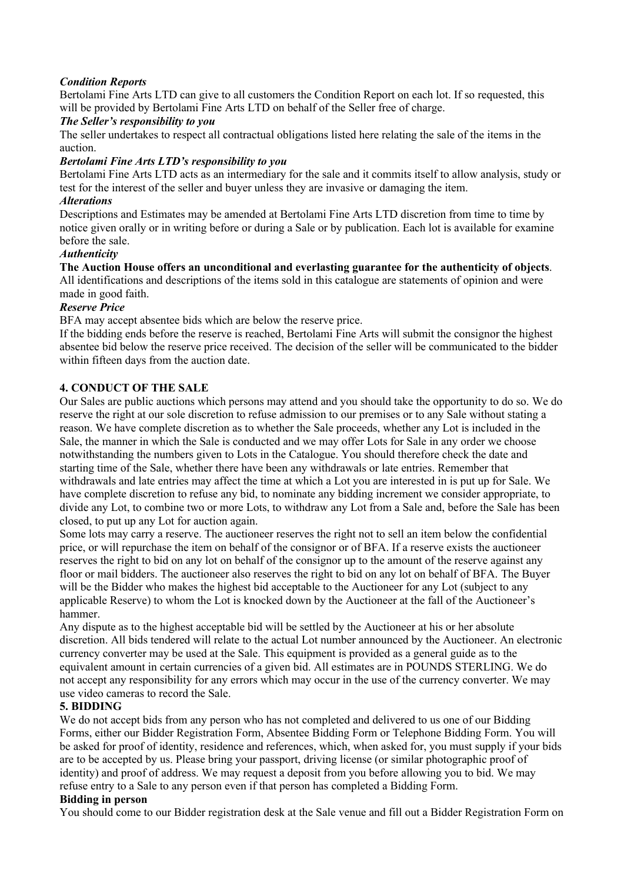***Condition Reports***

Bertolami Fine Arts LTD can give to all customers the Condition Report on each lot. If so requested, this will be provided by Bertolami Fine Arts LTD on behalf of the Seller free of charge.

***The Seller's responsibility to you***

The seller undertakes to respect all contractual obligations listed here relating the sale of the items in the auction.

***Bertolami Fine Arts LTD's responsibility to you***

Bertolami Fine Arts LTD acts as an intermediary for the sale and it commits itself to allow analysis, study or test for the interest of the seller and buyer unless they are invasive or damaging the item.

***Alterations***

Descriptions and Estimates may be amended at Bertolami Fine Arts LTD discretion from time to time by notice given orally or in writing before or during a Sale or by publication. Each lot is available for examine before the sale.

***Authenticity***

**The Auction House offers an unconditional and everlasting guarantee for the authenticity of objects**. All identifications and descriptions of the items sold in this catalogue are statements of opinion and were made in good faith.

***Reserve Price***

BFA may accept absentee bids which are below the reserve price.

If the bidding ends before the reserve is reached, Bertolami Fine Arts will submit the consignor the highest absentee bid below the reserve price received. The decision of the seller will be communicated to the bidder within fifteen days from the auction date.

## 4. CONDUCT OF THE SALE

Our Sales are public auctions which persons may attend and you should take the opportunity to do so. We do reserve the right at our sole discretion to refuse admission to our premises or to any Sale without stating a reason. We have complete discretion as to whether the Sale proceeds, whether any Lot is included in the Sale, the manner in which the Sale is conducted and we may offer Lots for Sale in any order we choose notwithstanding the numbers given to Lots in the Catalogue. You should therefore check the date and starting time of the Sale, whether there have been any withdrawals or late entries. Remember that withdrawals and late entries may affect the time at which a Lot you are interested in is put up for Sale. We have complete discretion to refuse any bid, to nominate any bidding increment we consider appropriate, to divide any Lot, to combine two or more Lots, to withdraw any Lot from a Sale and, before the Sale has been closed, to put up any Lot for auction again.

Some lots may carry a reserve. The auctioneer reserves the right not to sell an item below the confidential price, or will repurchase the item on behalf of the consignor or of BFA. If a reserve exists the auctioneer reserves the right to bid on any lot on behalf of the consignor up to the amount of the reserve against any floor or mail bidders. The auctioneer also reserves the right to bid on any lot on behalf of BFA. The Buyer will be the Bidder who makes the highest bid acceptable to the Auctioneer for any Lot (subject to any applicable Reserve) to whom the Lot is knocked down by the Auctioneer at the fall of the Auctioneer's hammer.

Any dispute as to the highest acceptable bid will be settled by the Auctioneer at his or her absolute discretion. All bids tendered will relate to the actual Lot number announced by the Auctioneer. An electronic currency converter may be used at the Sale. This equipment is provided as a general guide as to the equivalent amount in certain currencies of a given bid. All estimates are in POUNDS STERLING. We do not accept any responsibility for any errors which may occur in the use of the currency converter. We may use video cameras to record the Sale.

## 5. BIDDING

We do not accept bids from any person who has not completed and delivered to us one of our Bidding Forms, either our Bidder Registration Form, Absentee Bidding Form or Telephone Bidding Form. You will be asked for proof of identity, residence and references, which, when asked for, you must supply if your bids are to be accepted by us. Please bring your passport, driving license (or similar photographic proof of identity) and proof of address. We may request a deposit from you before allowing you to bid. We may refuse entry to a Sale to any person even if that person has completed a Bidding Form.

**Bidding in person**

You should come to our Bidder registration desk at the Sale venue and fill out a Bidder Registration Form on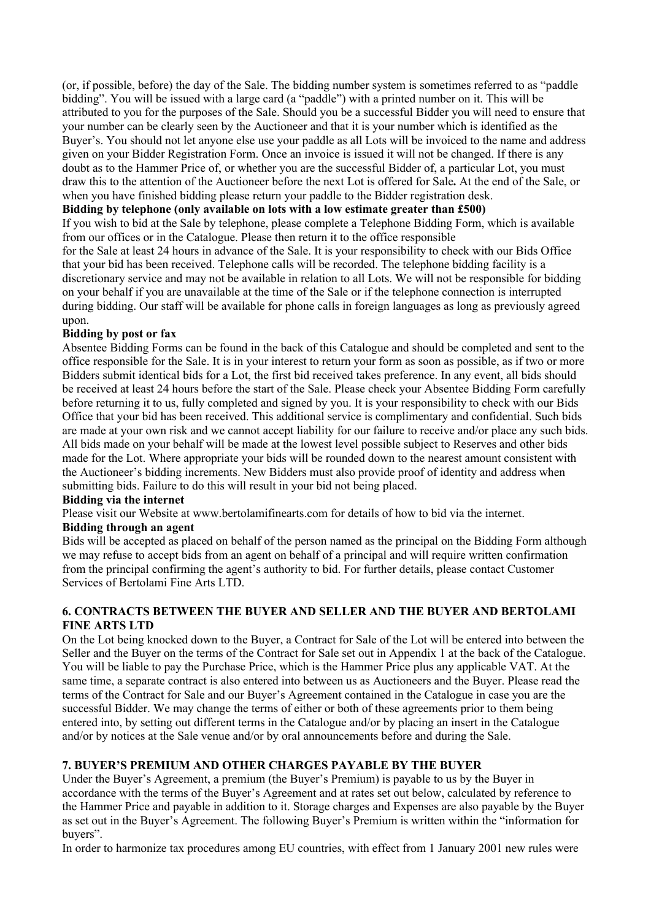(or, if possible, before) the day of the Sale. The bidding number system is sometimes referred to as "paddle bidding". You will be issued with a large card (a "paddle") with a printed number on it. This will be attributed to you for the purposes of the Sale. Should you be a successful Bidder you will need to ensure that your number can be clearly seen by the Auctioneer and that it is your number which is identified as the Buyer's. You should not let anyone else use your paddle as all Lots will be invoiced to the name and address given on your Bidder Registration Form. Once an invoice is issued it will not be changed. If there is any doubt as to the Hammer Price of, or whether you are the successful Bidder of, a particular Lot, you must draw this to the attention of the Auctioneer before the next Lot is offered for Sale**.** At the end of the Sale, or when you have finished bidding please return your paddle to the Bidder registration desk.

**Bidding by telephone (only available on lots with a low estimate greater than £500)**

If you wish to bid at the Sale by telephone, please complete a Telephone Bidding Form, which is available from our offices or in the Catalogue. Please then return it to the office responsible for the Sale at least 24 hours in advance of the Sale. It is your responsibility to check with our Bids Office that your bid has been received. Telephone calls will be recorded. The telephone bidding facility is a discretionary service and may not be available in relation to all Lots. We will not be responsible for bidding on your behalf if you are unavailable at the time of the Sale or if the telephone connection is interrupted during bidding. Our staff will be available for phone calls in foreign languages as long as previously agreed upon.

**Bidding by post or fax**

Absentee Bidding Forms can be found in the back of this Catalogue and should be completed and sent to the office responsible for the Sale. It is in your interest to return your form as soon as possible, as if two or more Bidders submit identical bids for a Lot, the first bid received takes preference. In any event, all bids should be received at least 24 hours before the start of the Sale. Please check your Absentee Bidding Form carefully before returning it to us, fully completed and signed by you. It is your responsibility to check with our Bids Office that your bid has been received. This additional service is complimentary and confidential. Such bids are made at your own risk and we cannot accept liability for our failure to receive and/or place any such bids. All bids made on your behalf will be made at the lowest level possible subject to Reserves and other bids made for the Lot. Where appropriate your bids will be rounded down to the nearest amount consistent with the Auctioneer's bidding increments. New Bidders must also provide proof of identity and address when submitting bids. Failure to do this will result in your bid not being placed.

**Bidding via the internet**

Please visit our Website at www.bertolamifinearts.com for details of how to bid via the internet.

**Bidding through an agent**

Bids will be accepted as placed on behalf of the person named as the principal on the Bidding Form although we may refuse to accept bids from an agent on behalf of a principal and will require written confirmation from the principal confirming the agent's authority to bid. For further details, please contact Customer Services of Bertolami Fine Arts LTD.

### 6. CONTRACTS BETWEEN THE BUYER AND SELLER AND THE BUYER AND BERTOLAMI FINE ARTS LTD

On the Lot being knocked down to the Buyer, a Contract for Sale of the Lot will be entered into between the Seller and the Buyer on the terms of the Contract for Sale set out in Appendix 1 at the back of the Catalogue. You will be liable to pay the Purchase Price, which is the Hammer Price plus any applicable VAT. At the same time, a separate contract is also entered into between us as Auctioneers and the Buyer. Please read the terms of the Contract for Sale and our Buyer's Agreement contained in the Catalogue in case you are the successful Bidder. We may change the terms of either or both of these agreements prior to them being entered into, by setting out different terms in the Catalogue and/or by placing an insert in the Catalogue and/or by notices at the Sale venue and/or by oral announcements before and during the Sale.

### 7. BUYER'S PREMIUM AND OTHER CHARGES PAYABLE BY THE BUYER

Under the Buyer's Agreement, a premium (the Buyer's Premium) is payable to us by the Buyer in accordance with the terms of the Buyer's Agreement and at rates set out below, calculated by reference to the Hammer Price and payable in addition to it. Storage charges and Expenses are also payable by the Buyer as set out in the Buyer's Agreement. The following Buyer's Premium is written within the "information for buyers".

In order to harmonize tax procedures among EU countries, with effect from 1 January 2001 new rules were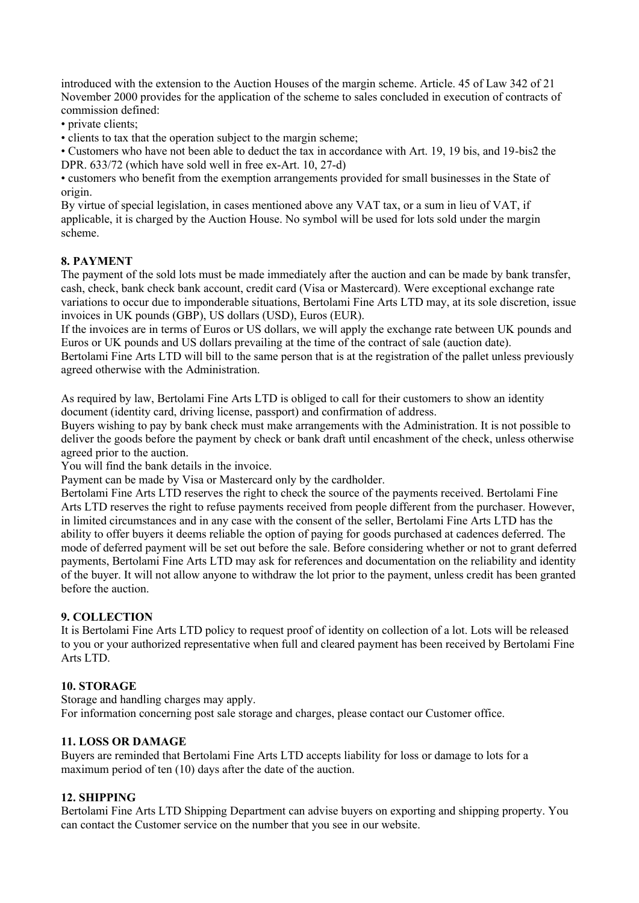introduced with the extension to the Auction Houses of the margin scheme. Article. 45 of Law 342 of 21 November 2000 provides for the application of the scheme to sales concluded in execution of contracts of commission defined:

- private clients;
- clients to tax that the operation subject to the margin scheme;
- Customers who have not been able to deduct the tax in accordance with Art. 19, 19 bis, and 19-bis2 the DPR. 633/72 (which have sold well in free ex-Art. 10, 27-d)
- customers who benefit from the exemption arrangements provided for small businesses in the State of origin.

By virtue of special legislation, in cases mentioned above any VAT tax, or a sum in lieu of VAT, if applicable, it is charged by the Auction House. No symbol will be used for lots sold under the margin scheme.

## 8. PAYMENT

The payment of the sold lots must be made immediately after the auction and can be made by bank transfer, cash, check, bank check bank account, credit card (Visa or Mastercard). Were exceptional exchange rate variations to occur due to imponderable situations, Bertolami Fine Arts LTD may, at its sole discretion, issue invoices in UK pounds (GBP), US dollars (USD), Euros (EUR).

If the invoices are in terms of Euros or US dollars, we will apply the exchange rate between UK pounds and Euros or UK pounds and US dollars prevailing at the time of the contract of sale (auction date).

Bertolami Fine Arts LTD will bill to the same person that is at the registration of the pallet unless previously agreed otherwise with the Administration.

As required by law, Bertolami Fine Arts LTD is obliged to call for their customers to show an identity document (identity card, driving license, passport) and confirmation of address.

Buyers wishing to pay by bank check must make arrangements with the Administration. It is not possible to deliver the goods before the payment by check or bank draft until encashment of the check, unless otherwise agreed prior to the auction.

You will find the bank details in the invoice.

Payment can be made by Visa or Mastercard only by the cardholder.

Bertolami Fine Arts LTD reserves the right to check the source of the payments received. Bertolami Fine Arts LTD reserves the right to refuse payments received from people different from the purchaser. However, in limited circumstances and in any case with the consent of the seller, Bertolami Fine Arts LTD has the ability to offer buyers it deems reliable the option of paying for goods purchased at cadences deferred. The mode of deferred payment will be set out before the sale. Before considering whether or not to grant deferred payments, Bertolami Fine Arts LTD may ask for references and documentation on the reliability and identity of the buyer. It will not allow anyone to withdraw the lot prior to the payment, unless credit has been granted before the auction.

## 9. COLLECTION

It is Bertolami Fine Arts LTD policy to request proof of identity on collection of a lot. Lots will be released to you or your authorized representative when full and cleared payment has been received by Bertolami Fine Arts LTD.

## 10. STORAGE

Storage and handling charges may apply.

For information concerning post sale storage and charges, please contact our Customer office.

## 11. LOSS OR DAMAGE

Buyers are reminded that Bertolami Fine Arts LTD accepts liability for loss or damage to lots for a maximum period of ten (10) days after the date of the auction.

## 12. SHIPPING

Bertolami Fine Arts LTD Shipping Department can advise buyers on exporting and shipping property. You can contact the Customer service on the number that you see in our website.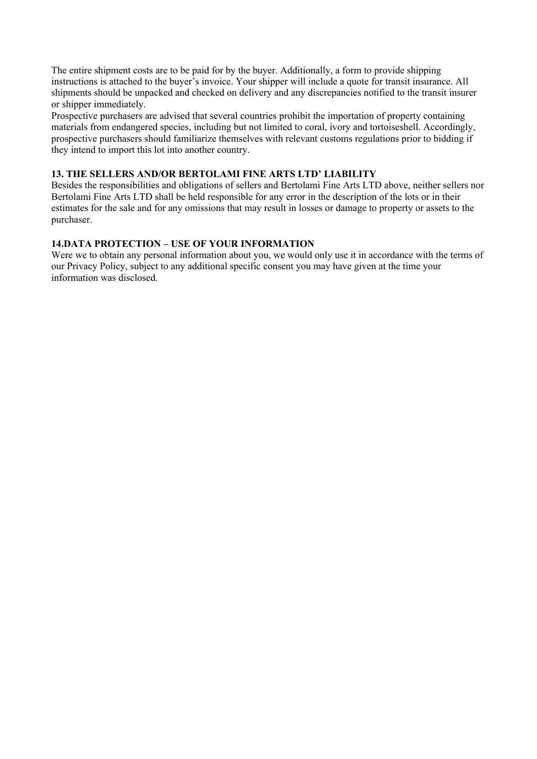The entire shipment costs are to be paid for by the buyer. Additionally, a form to provide shipping instructions is attached to the buyer's invoice. Your shipper will include a quote for transit insurance. All shipments should be unpacked and checked on delivery and any discrepancies notified to the transit insurer or shipper immediately.

Prospective purchasers are advised that several countries prohibit the importation of property containing materials from endangered species, including but not limited to coral, ivory and tortoiseshell. Accordingly, prospective purchasers should familiarize themselves with relevant customs regulations prior to bidding if they intend to import this lot into another country.

**13. THE SELLERS AND/OR BERTOLAMI FINE ARTS LTD' LIABILITY**

Besides the responsibilities and obligations of sellers and Bertolami Fine Arts LTD above, neither sellers nor Bertolami Fine Arts LTD shall be held responsible for any error in the description of the lots or in their estimates for the sale and for any omissions that may result in losses or damage to property or assets to the purchaser.

**14.DATA PROTECTION – USE OF YOUR INFORMATION**

Were we to obtain any personal information about you, we would only use it in accordance with the terms of our Privacy Policy, subject to any additional specific consent you may have given at the time your information was disclosed.